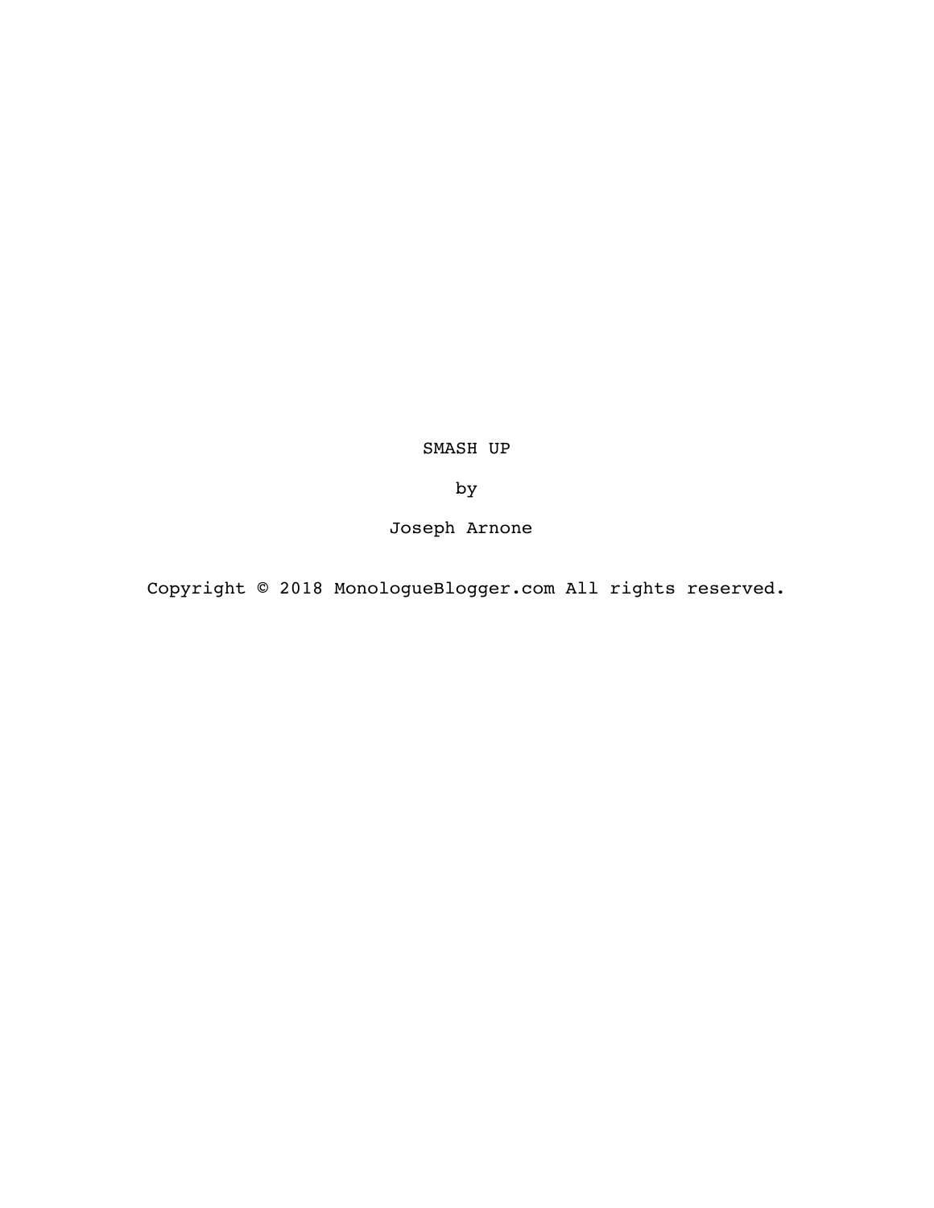# SMASH UP

by

Joseph Arnone

Copyright © 2018 MonologueBlogger.com All rights reserved.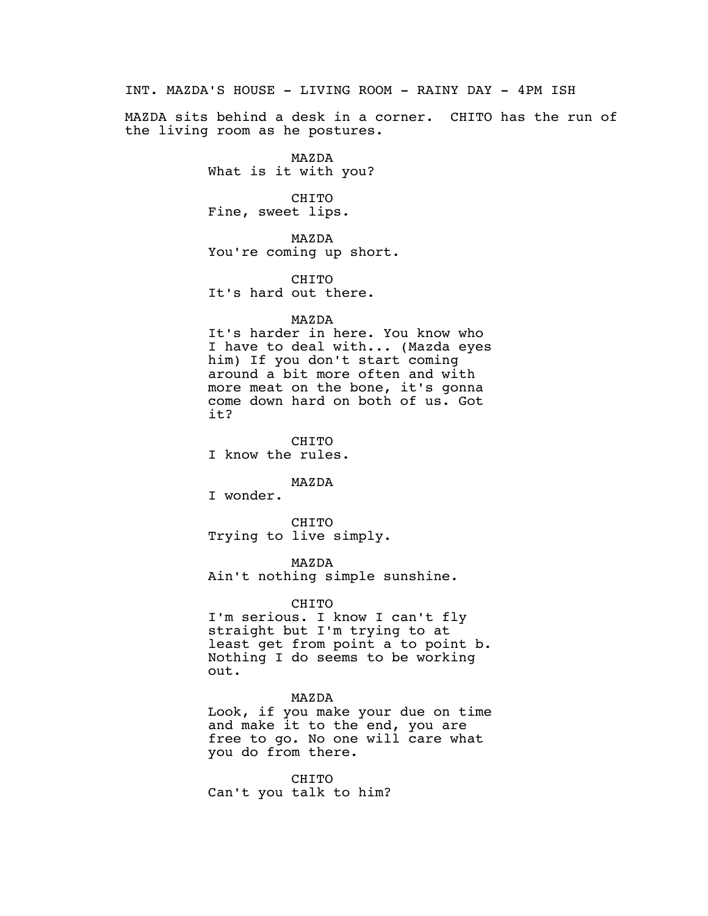INT. MAZDA'S HOUSE - LIVING ROOM - RAINY DAY - 4PM ISH

MAZDA sits behind a desk in a corner. CHITO has the run of the living room as he postures.

MAZDA
What is it with you?

CHITO
Fine, sweet lips.

MAZDA
You're coming up short.

CHITO
It's hard out there.

MAZDA
It's harder in here. You know who I have to deal with... (Mazda eyes him) If you don't start coming around a bit more often and with more meat on the bone, it's gonna come down hard on both of us. Got it?

CHITO
I know the rules.

MAZDA
I wonder.

CHITO
Trying to live simply.

MAZDA
Ain't nothing simple sunshine.

CHITO
I'm serious. I know I can't fly straight but I'm trying to at least get from point a to point b. Nothing I do seems to be working out.

MAZDA
Look, if you make your due on time and make it to the end, you are free to go. No one will care what you do from there.

CHITO
Can't you talk to him?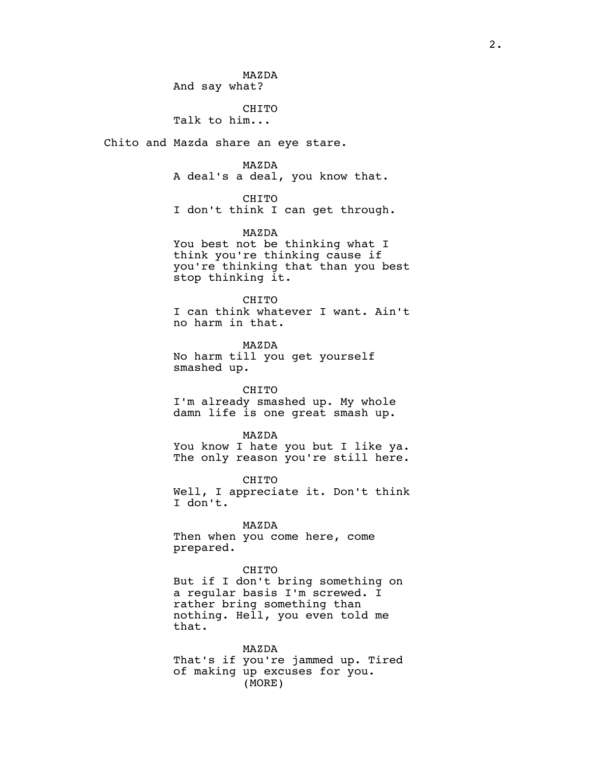MAZDA
And say what?

CHITO
Talk to him...

Chito and Mazda share an eye stare.

MAZDA
A deal's a deal, you know that.

CHITO
I don't think I can get through.

MAZDA
You best not be thinking what I think you're thinking cause if you're thinking that than you best stop thinking it.

CHITO
I can think whatever I want. Ain't no harm in that.

MAZDA
No harm till you get yourself smashed up.

CHITO
I'm already smashed up. My whole damn life is one great smash up.

MAZDA
You know I hate you but I like ya. The only reason you're still here.

CHITO
Well, I appreciate it. Don't think I don't.

MAZDA
Then when you come here, come prepared.

CHITO
But if I don't bring something on a regular basis I'm screwed. I rather bring something than nothing. Hell, you even told me that.

MAZDA
That's if you're jammed up. Tired of making up excuses for you.
(MORE)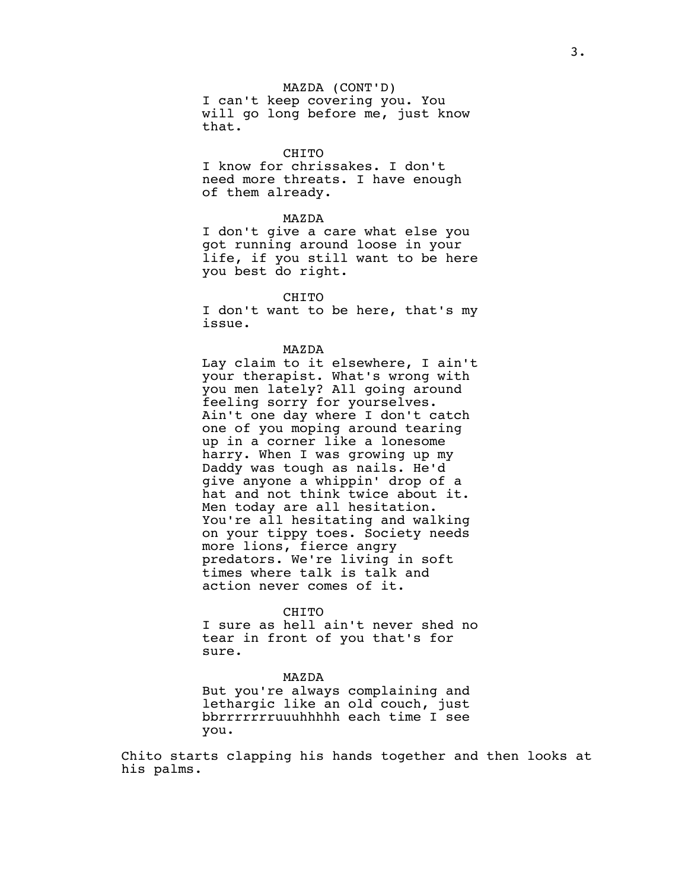MAZDA (CONT'D)

I can't keep covering you. You will go long before me, just know that.

CHITO

I know for chrissakes. I don't need more threats. I have enough of them already.

MAZDA

I don't give a care what else you got running around loose in your life, if you still want to be here you best do right.

CHITO

I don't want to be here, that's my issue.

MAZDA

Lay claim to it elsewhere, I ain't your therapist. What's wrong with you men lately? All going around feeling sorry for yourselves. Ain't one day where I don't catch one of you moping around tearing up in a corner like a lonesome harry. When I was growing up my Daddy was tough as nails. He'd give anyone a whippin' drop of a hat and not think twice about it. Men today are all hesitation. You're all hesitating and walking on your tippy toes. Society needs more lions, fierce angry predators. We're living in soft times where talk is talk and action never comes of it.

CHITO

I sure as hell ain't never shed no tear in front of you that's for sure.

MAZDA

But you're always complaining and lethargic like an old couch, just bbrrrrrrrruuuhhhhh each time I see you.

Chito starts clapping his hands together and then looks at his palms.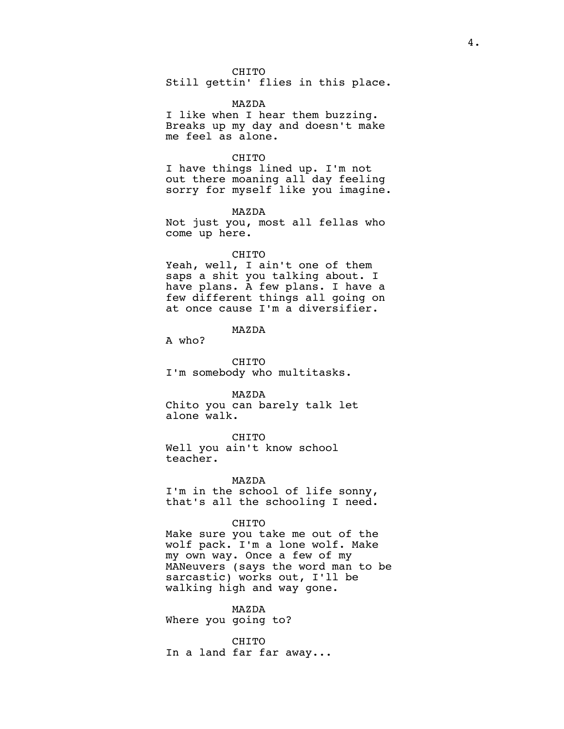CHITO
Still gettin' flies in this place.

MAZDA
I like when I hear them buzzing. Breaks up my day and doesn't make me feel as alone.

CHITO
I have things lined up. I'm not out there moaning all day feeling sorry for myself like you imagine.

MAZDA
Not just you, most all fellas who come up here.

CHITO
Yeah, well, I ain't one of them saps a shit you talking about. I have plans. A few plans. I have a few different things all going on at once cause I'm a diversifier.

MAZDA
A who?

CHITO
I'm somebody who multitasks.

MAZDA
Chito you can barely talk let alone walk.

CHITO
Well you ain't know school teacher.

MAZDA
I'm in the school of life sonny, that's all the schooling I need.

CHITO
Make sure you take me out of the wolf pack. I'm a lone wolf. Make my own way. Once a few of my MANeuvers (says the word man to be sarcastic) works out, I'll be walking high and way gone.

MAZDA
Where you going to?

CHITO
In a land far far away...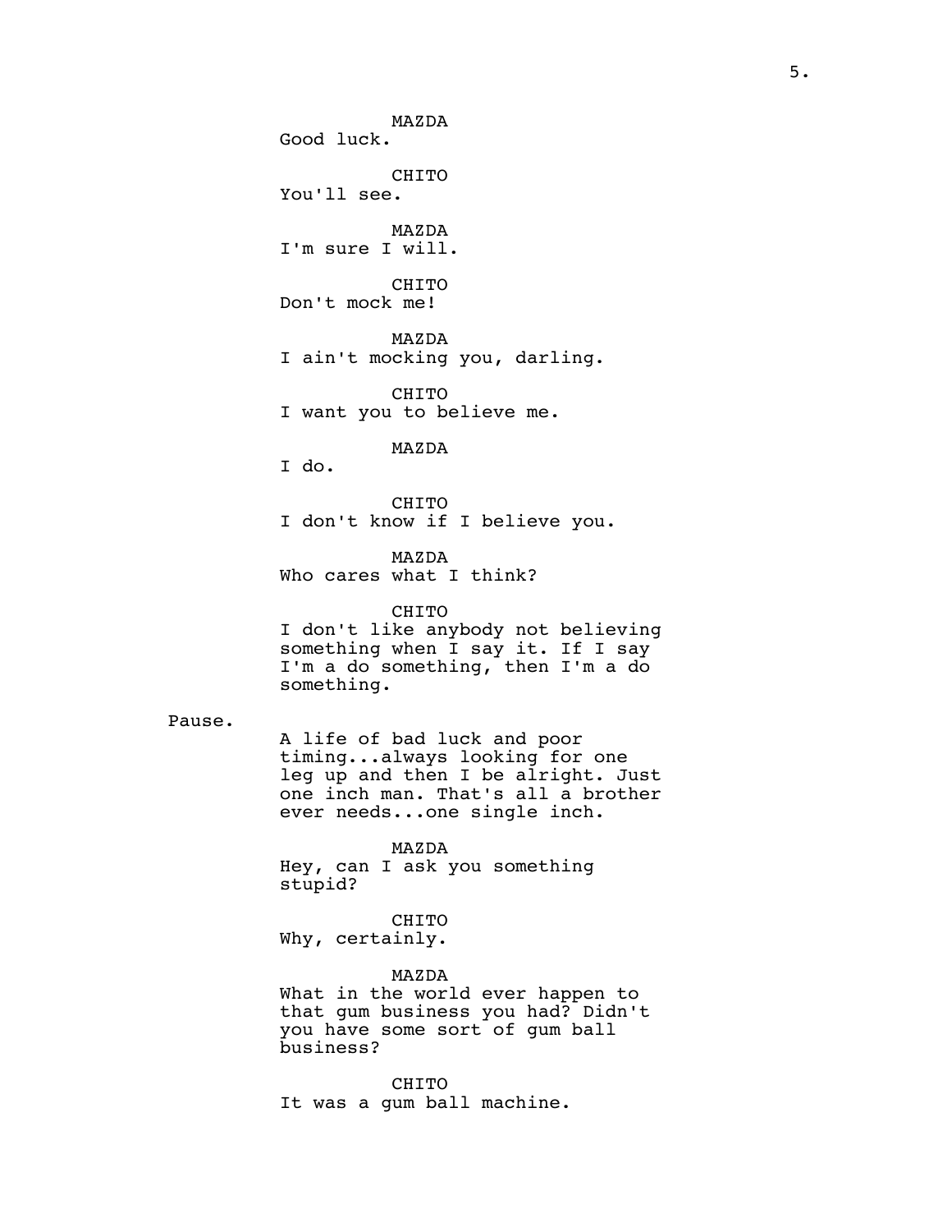MAZDA
Good luck.

CHITO
You'll see.

MAZDA
I'm sure I will.

CHITO
Don't mock me!

MAZDA
I ain't mocking you, darling.

CHITO
I want you to believe me.

MAZDA
I do.

CHITO
I don't know if I believe you.

MAZDA
Who cares what I think?

CHITO
I don't like anybody not believing something when I say it. If I say I'm a do something, then I'm a do something.

Pause.

A life of bad luck and poor timing...always looking for one leg up and then I be alright. Just one inch man. That's all a brother ever needs...one single inch.

MAZDA
Hey, can I ask you something stupid?

CHITO
Why, certainly.

MAZDA
What in the world ever happen to that gum business you had? Didn't you have some sort of gum ball business?

CHITO
It was a gum ball machine.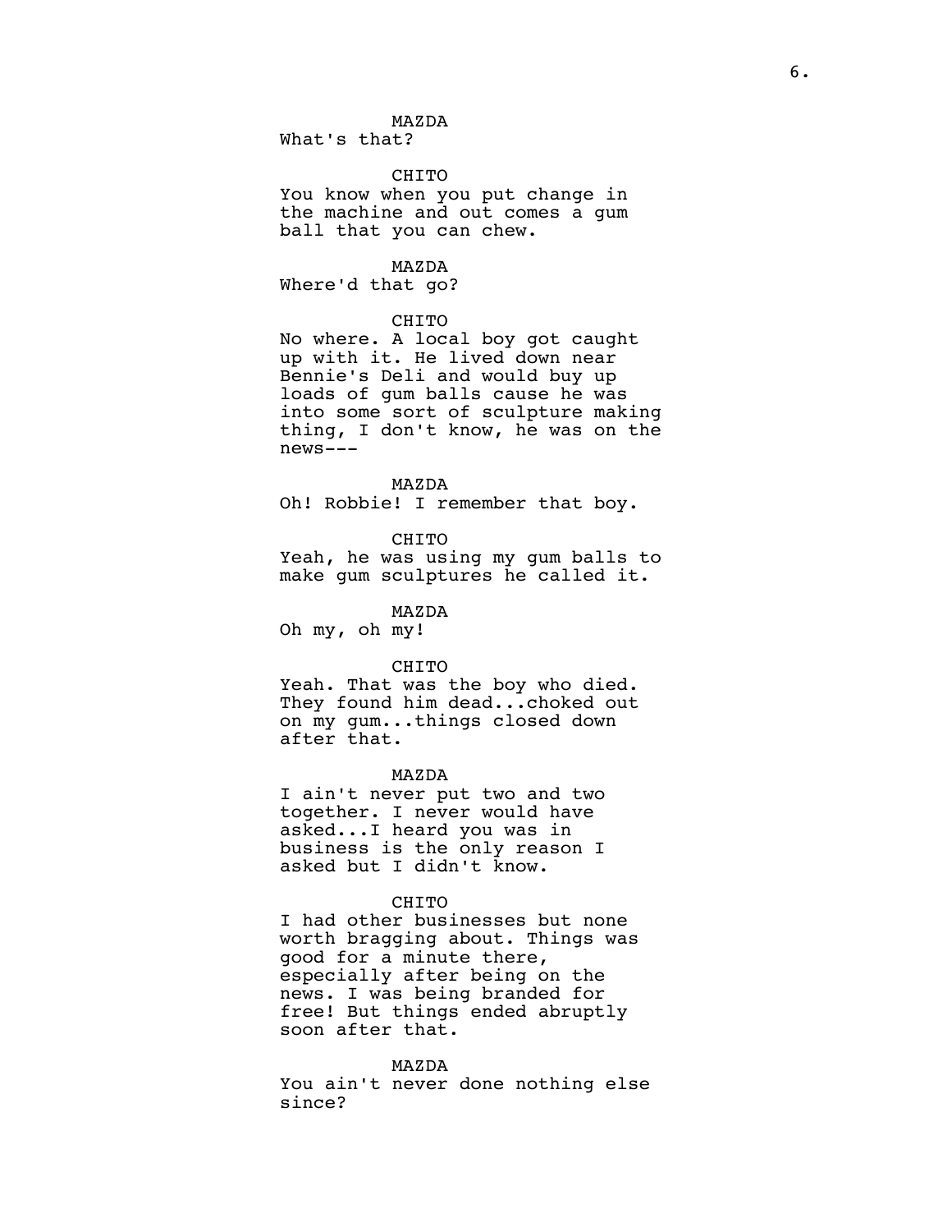MAZDA

What's that?

CHITO

You know when you put change in the machine and out comes a gum ball that you can chew.

MAZDA

Where'd that go?

CHITO

No where. A local boy got caught up with it. He lived down near Bennie's Deli and would buy up loads of gum balls cause he was into some sort of sculpture making thing, I don't know, he was on the news---

MAZDA

Oh! Robbie! I remember that boy.

CHITO

Yeah, he was using my gum balls to make gum sculptures he called it.

MAZDA

Oh my, oh my!

CHITO

Yeah. That was the boy who died. They found him dead...choked out on my gum...things closed down after that.

MAZDA

I ain't never put two and two together. I never would have asked...I heard you was in business is the only reason I asked but I didn't know.

CHITO

I had other businesses but none worth bragging about. Things was good for a minute there, especially after being on the news. I was being branded for free! But things ended abruptly soon after that.

MAZDA

You ain't never done nothing else since?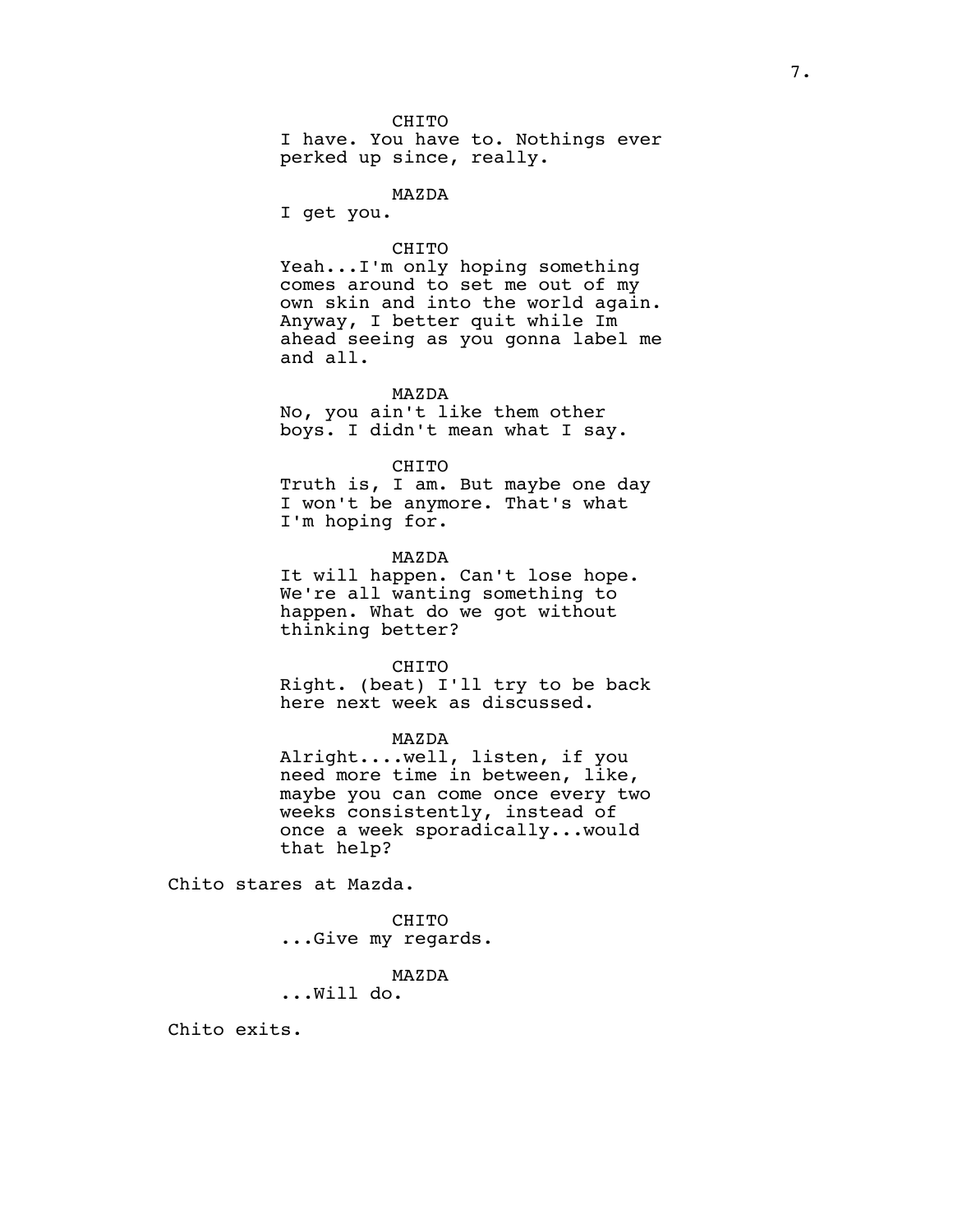CHITO

I have. You have to. Nothings ever perked up since, really.

MAZDA

I get you.

CHITO

Yeah...I'm only hoping something comes around to set me out of my own skin and into the world again. Anyway, I better quit while Im ahead seeing as you gonna label me and all.

MAZDA

No, you ain't like them other boys. I didn't mean what I say.

CHITO

Truth is, I am. But maybe one day I won't be anymore. That's what I'm hoping for.

MAZDA

It will happen. Can't lose hope. We're all wanting something to happen. What do we got without thinking better?

CHITO

Right. (beat) I'll try to be back here next week as discussed.

MAZDA

Alright....well, listen, if you need more time in between, like, maybe you can come once every two weeks consistently, instead of once a week sporadically...would that help?

Chito stares at Mazda.

CHITO

...Give my regards.

MAZDA

...Will do.

Chito exits.